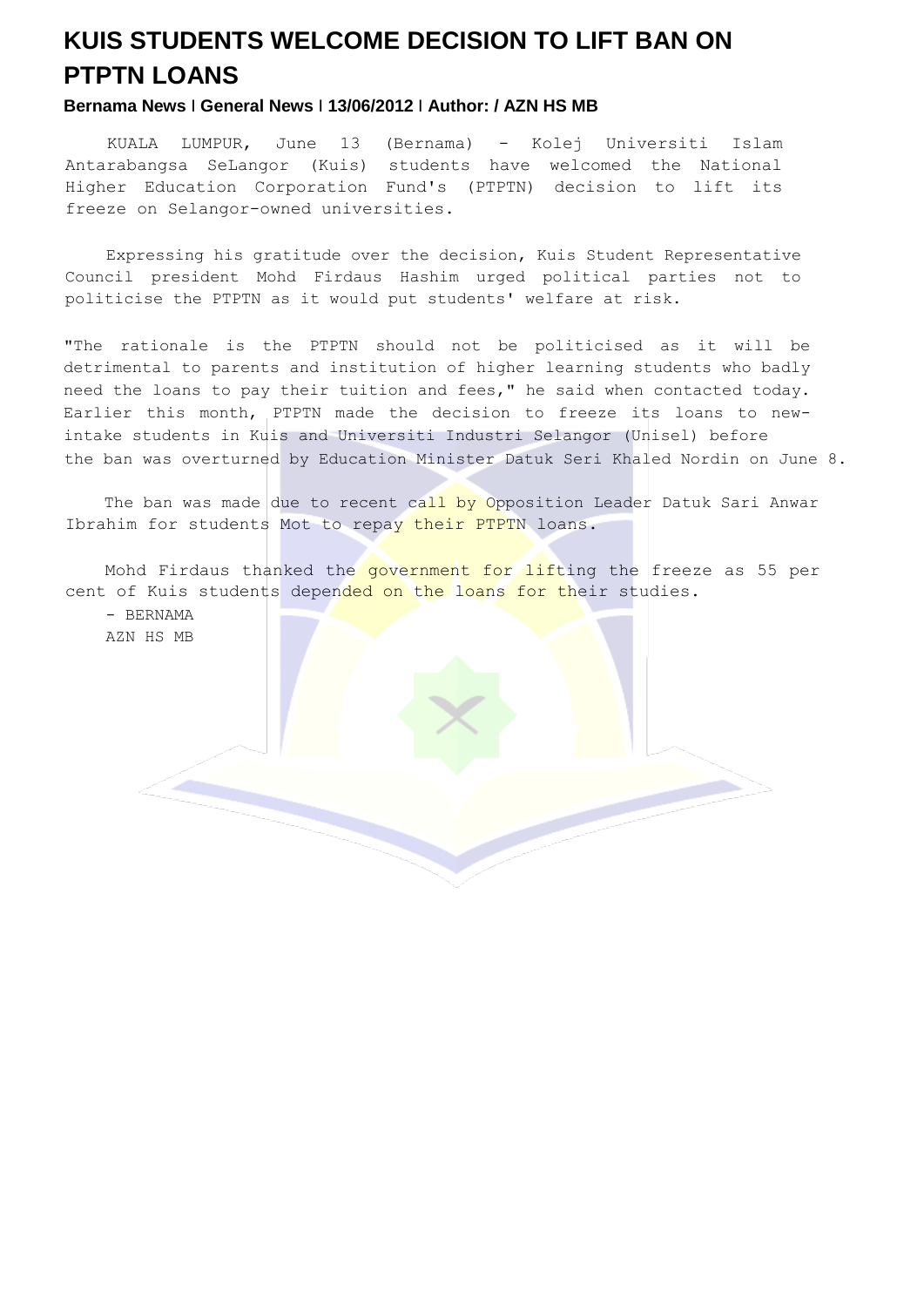# KUIS STUDENTS WELCOME DECISION TO LIFT BAN ON PTPTN LOANS

**Bernama News | General News | 13/06/2012 | Author: / AZN HS MB**

KUALA LUMPUR, June 13 (Bernama) - Kolej Universiti Islam Antarabangsa SeLangor (Kuis) students have welcomed the National Higher Education Corporation Fund's (PTPTN) decision to lift its freeze on Selangor-owned universities.

Expressing his gratitude over the decision, Kuis Student Representative Council president Mohd Firdaus Hashim urged political parties not to politicise the PTPTN as it would put students' welfare at risk.

"The rationale is the PTPTN should not be politicised as it will be detrimental to parents and institution of higher learning students who badly need the loans to pay their tuition and fees," he said when contacted today. Earlier this month, PTPTN made the decision to freeze its loans to new-intake students in Kuis and Universiti Industri Selangor (Unisel) before the ban was overturned by Education Minister Datuk Seri Khaled Nordin on June 8.

The ban was made due to recent call by Opposition Leader Datuk Sari Anwar Ibrahim for students Mot to repay their PTPTN loans.

Mohd Firdaus thanked the government for lifting the freeze as 55 per cent of Kuis students depended on the loans for their studies.

- BERNAMA

AZN HS MB